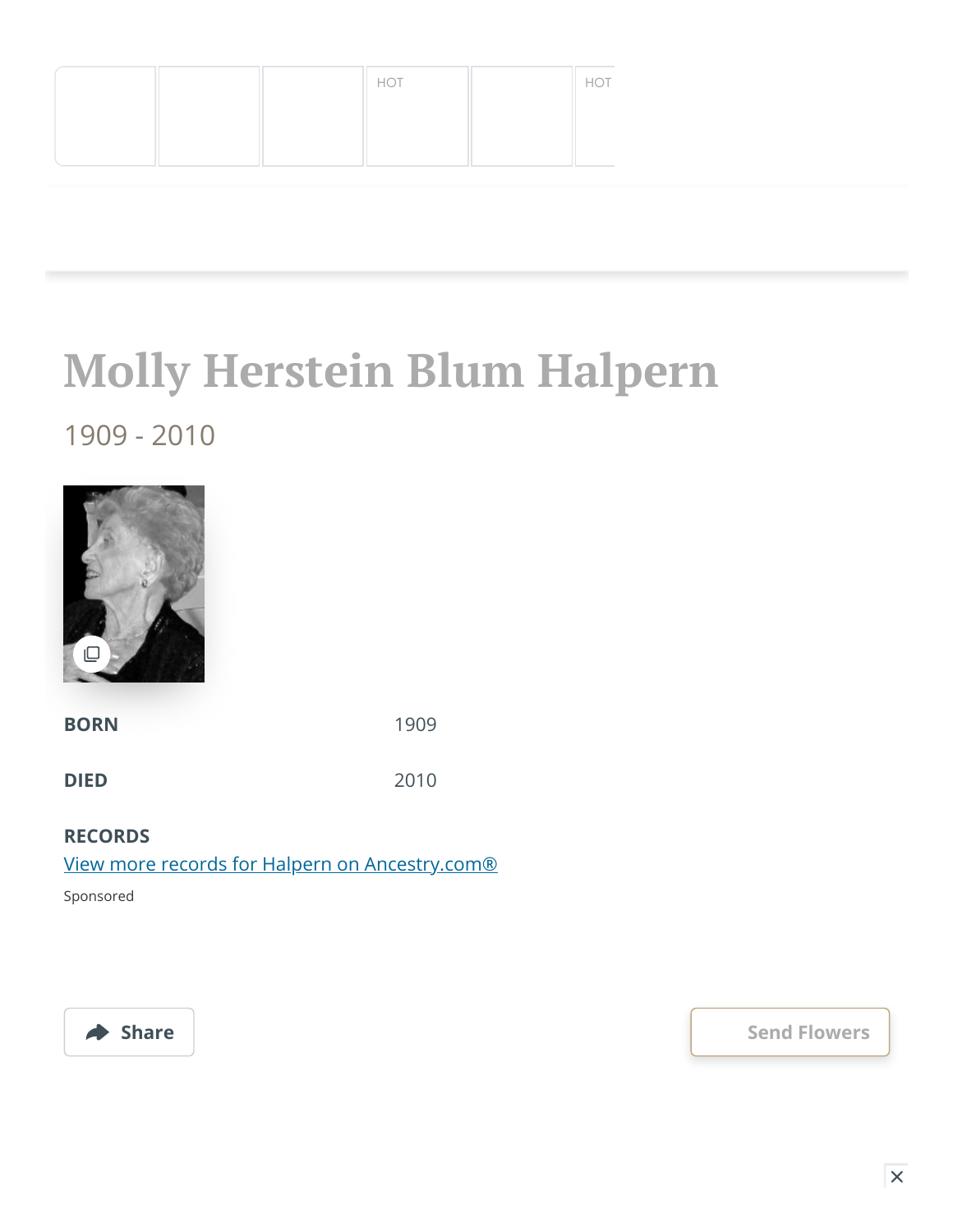HOT HOT

# Molly Herstein Blum Halpern

1909 - 2010

**BORN** 1909

**DIED** 2010

**RECORDS**

View more records for Halpern on Ancestry.com®

Sponsored

Share

Send Flowers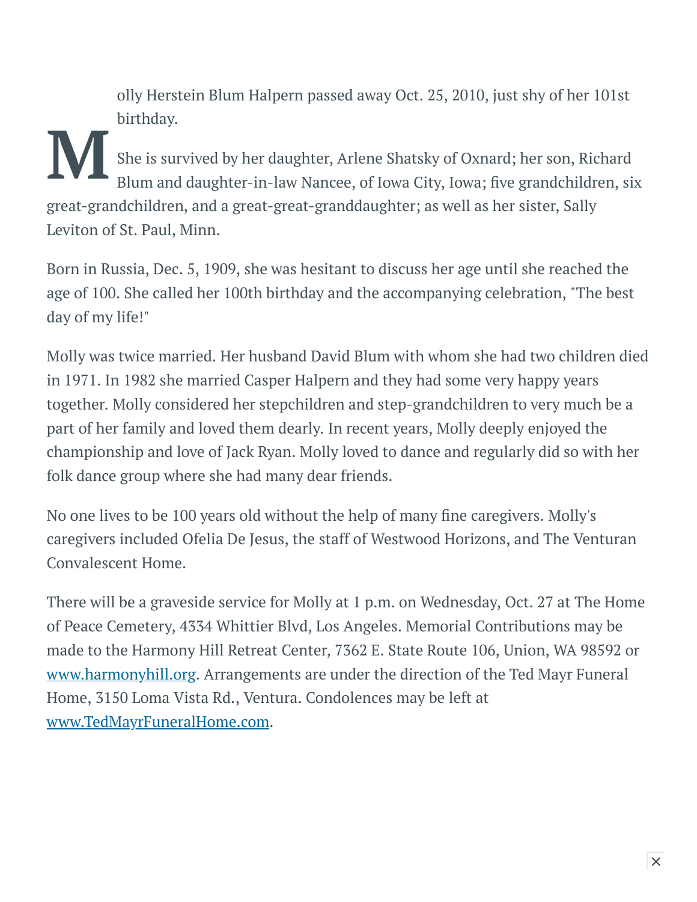Molly Herstein Blum Halpern passed away Oct. 25, 2010, just shy of her 101st birthday.

She is survived by her daughter, Arlene Shatsky of Oxnard; her son, Richard Blum and daughter-in-law Nancee, of Iowa City, Iowa; five grandchildren, six great-grandchildren, and a great-great-granddaughter; as well as her sister, Sally Leviton of St. Paul, Minn.

Born in Russia, Dec. 5, 1909, she was hesitant to discuss her age until she reached the age of 100. She called her 100th birthday and the accompanying celebration, "The best day of my life!"

Molly was twice married. Her husband David Blum with whom she had two children died in 1971. In 1982 she married Casper Halpern and they had some very happy years together. Molly considered her stepchildren and step-grandchildren to very much be a part of her family and loved them dearly. In recent years, Molly deeply enjoyed the championship and love of Jack Ryan. Molly loved to dance and regularly did so with her folk dance group where she had many dear friends.

No one lives to be 100 years old without the help of many fine caregivers. Molly's caregivers included Ofelia De Jesus, the staff of Westwood Horizons, and The Venturan Convalescent Home.

There will be a graveside service for Molly at 1 p.m. on Wednesday, Oct. 27 at The Home of Peace Cemetery, 4334 Whittier Blvd, Los Angeles. Memorial Contributions may be made to the Harmony Hill Retreat Center, 7362 E. State Route 106, Union, WA 98592 or [www.harmonyhill.org](http://www.harmonyhill.org). Arrangements are under the direction of the Ted Mayr Funeral Home, 3150 Loma Vista Rd., Ventura. Condolences may be left at [www.TedMayrFuneralHome.com](http://www.TedMayrFuneralHome.com).